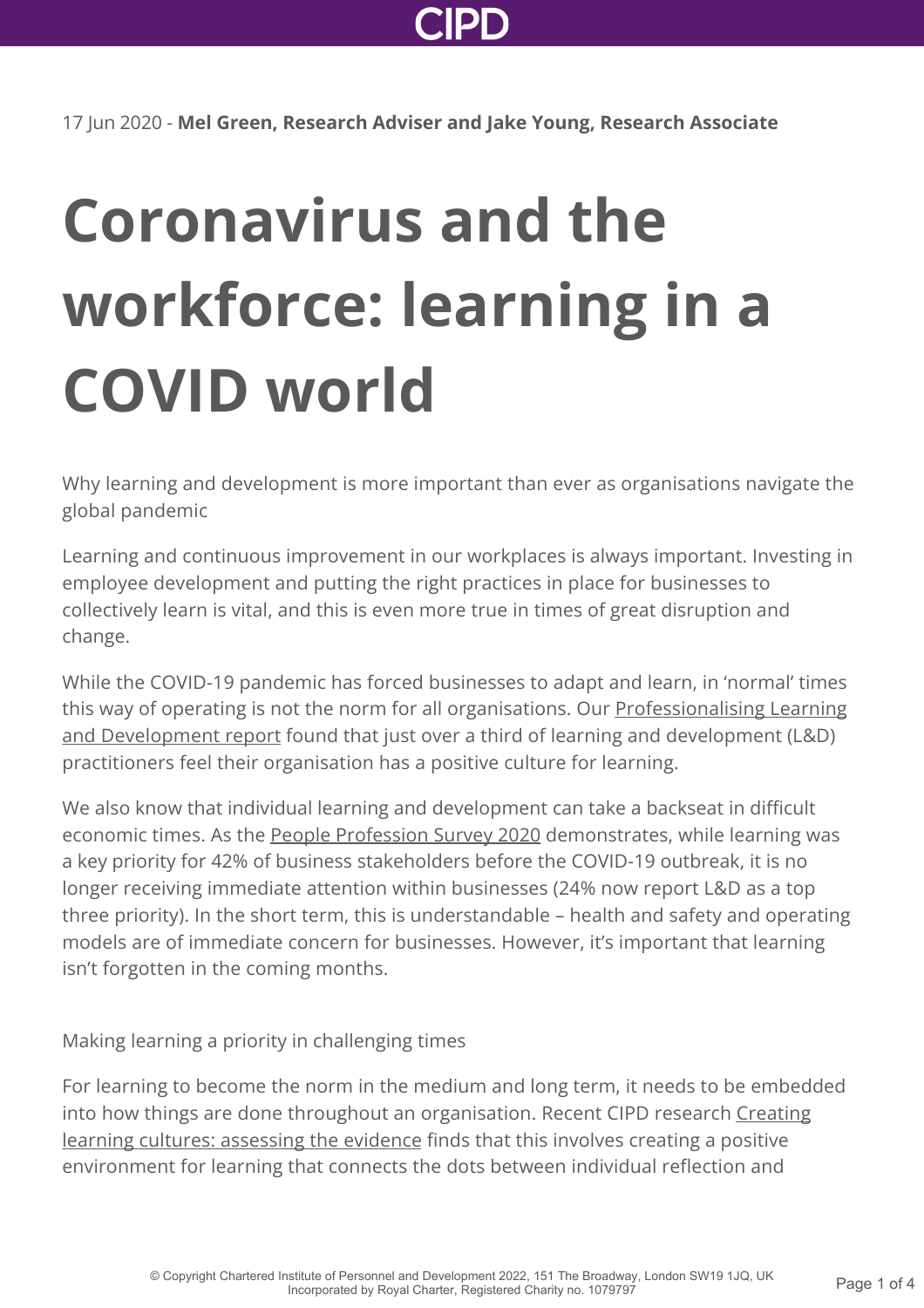17 Jun 2020 - **Mel Green, Research Adviser and Jake Young, Research Associate**

# Coronavirus and the workforce: learning in a COVID world

Why learning and development is more important than ever as organisations navigate the global pandemic

Learning and continuous improvement in our workplaces is always important. Investing in employee development and putting the right practices in place for businesses to collectively learn is vital, and this is even more true in times of great disruption and change.

While the COVID-19 pandemic has forced businesses to adapt and learn, in 'normal' times this way of operating is not the norm for all organisations. Our Professionalising Learning and Development report found that just over a third of learning and development (L&D) practitioners feel their organisation has a positive culture for learning.

We also know that individual learning and development can take a backseat in difficult economic times. As the People Profession Survey 2020 demonstrates, while learning was a key priority for 42% of business stakeholders before the COVID-19 outbreak, it is no longer receiving immediate attention within businesses (24% now report L&D as a top three priority). In the short term, this is understandable – health and safety and operating models are of immediate concern for businesses. However, it's important that learning isn't forgotten in the coming months.

## Making learning a priority in challenging times

For learning to become the norm in the medium and long term, it needs to be embedded into how things are done throughout an organisation. Recent CIPD research Creating learning cultures: assessing the evidence finds that this involves creating a positive environment for learning that connects the dots between individual reflection and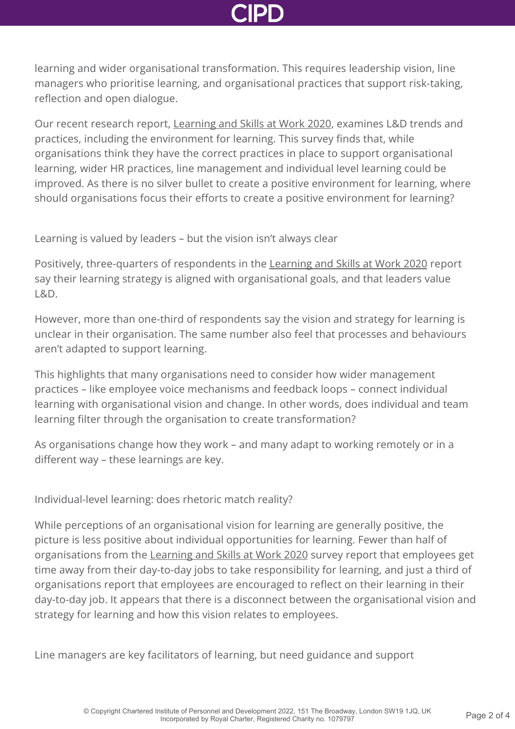learning and wider organisational transformation. This requires leadership vision, line managers who prioritise learning, and organisational practices that support risk-taking, reflection and open dialogue.

Our recent research report, Learning and Skills at Work 2020, examines L&D trends and practices, including the environment for learning. This survey finds that, while organisations think they have the correct practices in place to support organisational learning, wider HR practices, line management and individual level learning could be improved. As there is no silver bullet to create a positive environment for learning, where should organisations focus their efforts to create a positive environment for learning?

## Learning is valued by leaders – but the vision isn't always clear

Positively, three-quarters of respondents in the Learning and Skills at Work 2020 report say their learning strategy is aligned with organisational goals, and that leaders value L&D.

However, more than one-third of respondents say the vision and strategy for learning is unclear in their organisation. The same number also feel that processes and behaviours aren't adapted to support learning.

This highlights that many organisations need to consider how wider management practices – like employee voice mechanisms and feedback loops – connect individual learning with organisational vision and change. In other words, does individual and team learning filter through the organisation to create transformation?

As organisations change how they work – and many adapt to working remotely or in a different way – these learnings are key.

## Individual-level learning: does rhetoric match reality?

While perceptions of an organisational vision for learning are generally positive, the picture is less positive about individual opportunities for learning. Fewer than half of organisations from the Learning and Skills at Work 2020 survey report that employees get time away from their day-to-day jobs to take responsibility for learning, and just a third of organisations report that employees are encouraged to reflect on their learning in their day-to-day job. It appears that there is a disconnect between the organisational vision and strategy for learning and how this vision relates to employees.

## Line managers are key facilitators of learning, but need guidance and support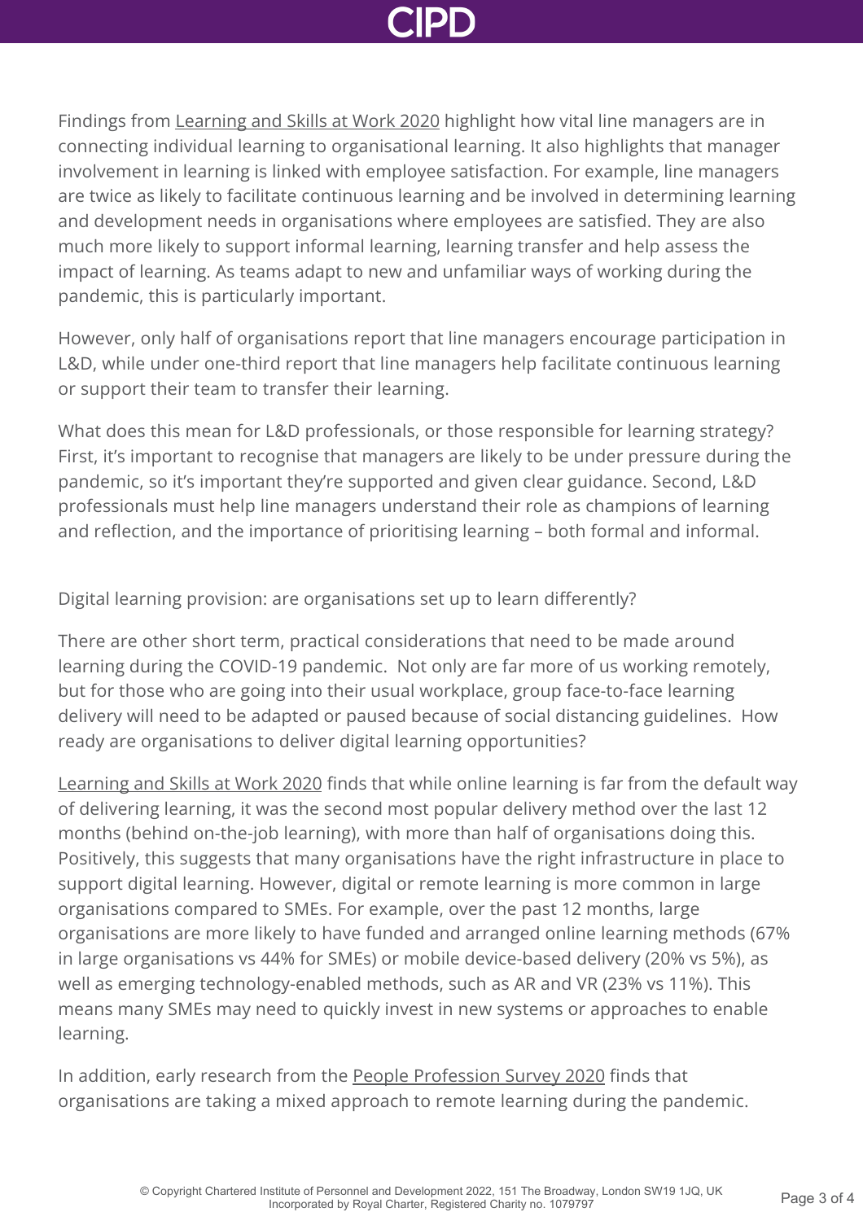Findings from Learning and Skills at Work 2020 highlight how vital line managers are in connecting individual learning to organisational learning. It also highlights that manager involvement in learning is linked with employee satisfaction. For example, line managers are twice as likely to facilitate continuous learning and be involved in determining learning and development needs in organisations where employees are satisfied. They are also much more likely to support informal learning, learning transfer and help assess the impact of learning. As teams adapt to new and unfamiliar ways of working during the pandemic, this is particularly important.

However, only half of organisations report that line managers encourage participation in L&D, while under one-third report that line managers help facilitate continuous learning or support their team to transfer their learning.

What does this mean for L&D professionals, or those responsible for learning strategy? First, it's important to recognise that managers are likely to be under pressure during the pandemic, so it's important they're supported and given clear guidance. Second, L&D professionals must help line managers understand their role as champions of learning and reflection, and the importance of prioritising learning – both formal and informal.

## Digital learning provision: are organisations set up to learn differently?

There are other short term, practical considerations that need to be made around learning during the COVID-19 pandemic. Not only are far more of us working remotely, but for those who are going into their usual workplace, group face-to-face learning delivery will need to be adapted or paused because of social distancing guidelines. How ready are organisations to deliver digital learning opportunities?

Learning and Skills at Work 2020 finds that while online learning is far from the default way of delivering learning, it was the second most popular delivery method over the last 12 months (behind on-the-job learning), with more than half of organisations doing this. Positively, this suggests that many organisations have the right infrastructure in place to support digital learning. However, digital or remote learning is more common in large organisations compared to SMEs. For example, over the past 12 months, large organisations are more likely to have funded and arranged online learning methods (67% in large organisations vs 44% for SMEs) or mobile device-based delivery (20% vs 5%), as well as emerging technology-enabled methods, such as AR and VR (23% vs 11%). This means many SMEs may need to quickly invest in new systems or approaches to enable learning.

In addition, early research from the People Profession Survey 2020 finds that organisations are taking a mixed approach to remote learning during the pandemic.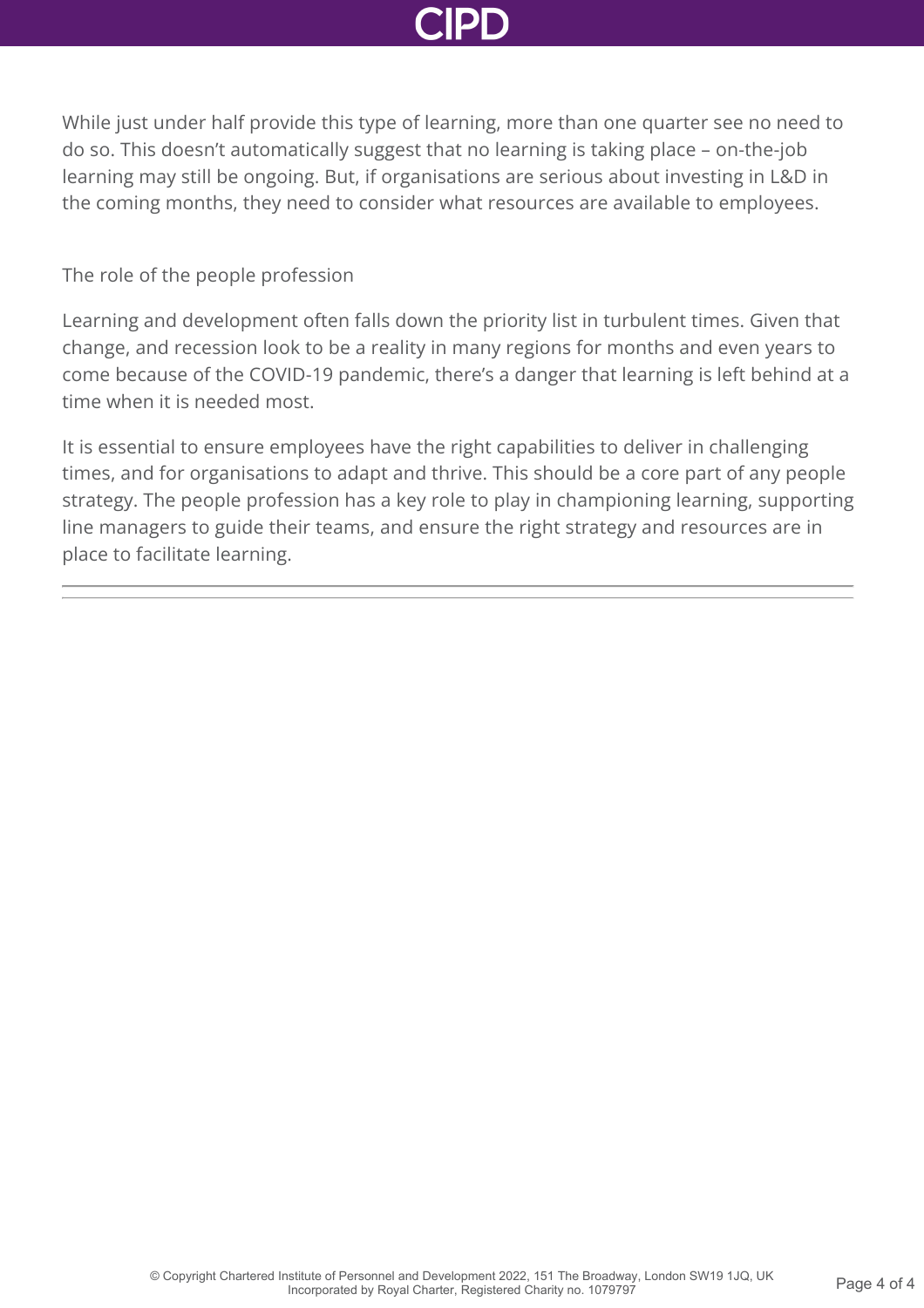While just under half provide this type of learning, more than one quarter see no need to do so. This doesn't automatically suggest that no learning is taking place – on-the-job learning may still be ongoing. But, if organisations are serious about investing in L&D in the coming months, they need to consider what resources are available to employees.

## The role of the people profession

Learning and development often falls down the priority list in turbulent times. Given that change, and recession look to be a reality in many regions for months and even years to come because of the COVID-19 pandemic, there's a danger that learning is left behind at a time when it is needed most.

It is essential to ensure employees have the right capabilities to deliver in challenging times, and for organisations to adapt and thrive. This should be a core part of any people strategy. The people profession has a key role to play in championing learning, supporting line managers to guide their teams, and ensure the right strategy and resources are in place to facilitate learning.